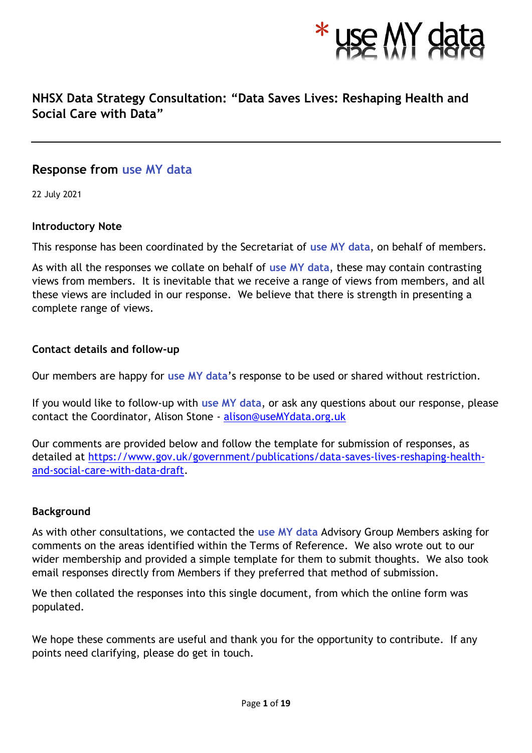\* use MY data

# NHSX Data Strategy Consultation: "Data Saves Lives: Reshaping Health and Social Care with Data"

---

## Response from use MY data

22 July 2021

### Introductory Note

This response has been coordinated by the Secretariat of **use MY data**, on behalf of members.

As with all the responses we collate on behalf of **use MY data**, these may contain contrasting views from members. It is inevitable that we receive a range of views from members, and all these views are included in our response. We believe that there is strength in presenting a complete range of views.

### Contact details and follow-up

Our members are happy for **use MY data**'s response to be used or shared without restriction.

If you would like to follow-up with **use MY data**, or ask any questions about our response, please contact the Coordinator, Alison Stone - [alison@useMYdata.org.uk](mailto:alison@useMYdata.org.uk)

Our comments are provided below and follow the template for submission of responses, as detailed at [https://www.gov.uk/government/publications/data-saves-lives-reshaping-health-and-social-care-with-data-draft](https://www.gov.uk/government/publications/data-saves-lives-reshaping-health-and-social-care-with-data-draft).

### Background

As with other consultations, we contacted the **use MY data** Advisory Group Members asking for comments on the areas identified within the Terms of Reference. We also wrote out to our wider membership and provided a simple template for them to submit thoughts. We also took email responses directly from Members if they preferred that method of submission.

We then collated the responses into this single document, from which the online form was populated.

We hope these comments are useful and thank you for the opportunity to contribute. If any points need clarifying, please do get in touch.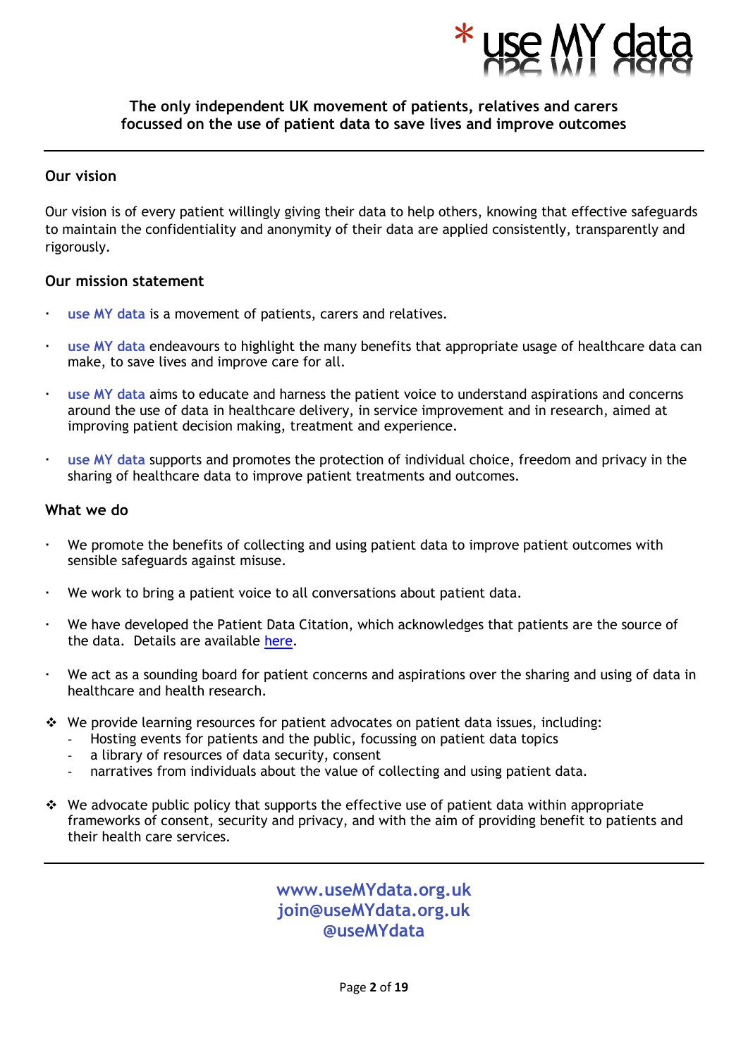**The only independent UK movement of patients, relatives and carers focussed on the use of patient data to save lives and improve outcomes**

---

## Our vision

Our vision is of every patient willingly giving their data to help others, knowing that effective safeguards to maintain the confidentiality and anonymity of their data are applied consistently, transparently and rigorously.

## Our mission statement

- **use MY data** is a movement of patients, carers and relatives.
- **use MY data** endeavours to highlight the many benefits that appropriate usage of healthcare data can make, to save lives and improve care for all.
- **use MY data** aims to educate and harness the patient voice to understand aspirations and concerns around the use of data in healthcare delivery, in service improvement and in research, aimed at improving patient decision making, treatment and experience.
- **use MY data** supports and promotes the protection of individual choice, freedom and privacy in the sharing of healthcare data to improve patient treatments and outcomes.

## What we do

- We promote the benefits of collecting and using patient data to improve patient outcomes with sensible safeguards against misuse.
- We work to bring a patient voice to all conversations about patient data.
- We have developed the Patient Data Citation, which acknowledges that patients are the source of the data. Details are available here.
- We act as a sounding board for patient concerns and aspirations over the sharing and using of data in healthcare and health research.
- We provide learning resources for patient advocates on patient data issues, including:
  - Hosting events for patients and the public, focussing on patient data topics
  - a library of resources of data security, consent
  - narratives from individuals about the value of collecting and using patient data.
- We advocate public policy that supports the effective use of patient data within appropriate frameworks of consent, security and privacy, and with the aim of providing benefit to patients and their health care services.

---

**www.useMYdata.org.uk**
**join@useMYdata.org.uk**
**@useMYdata**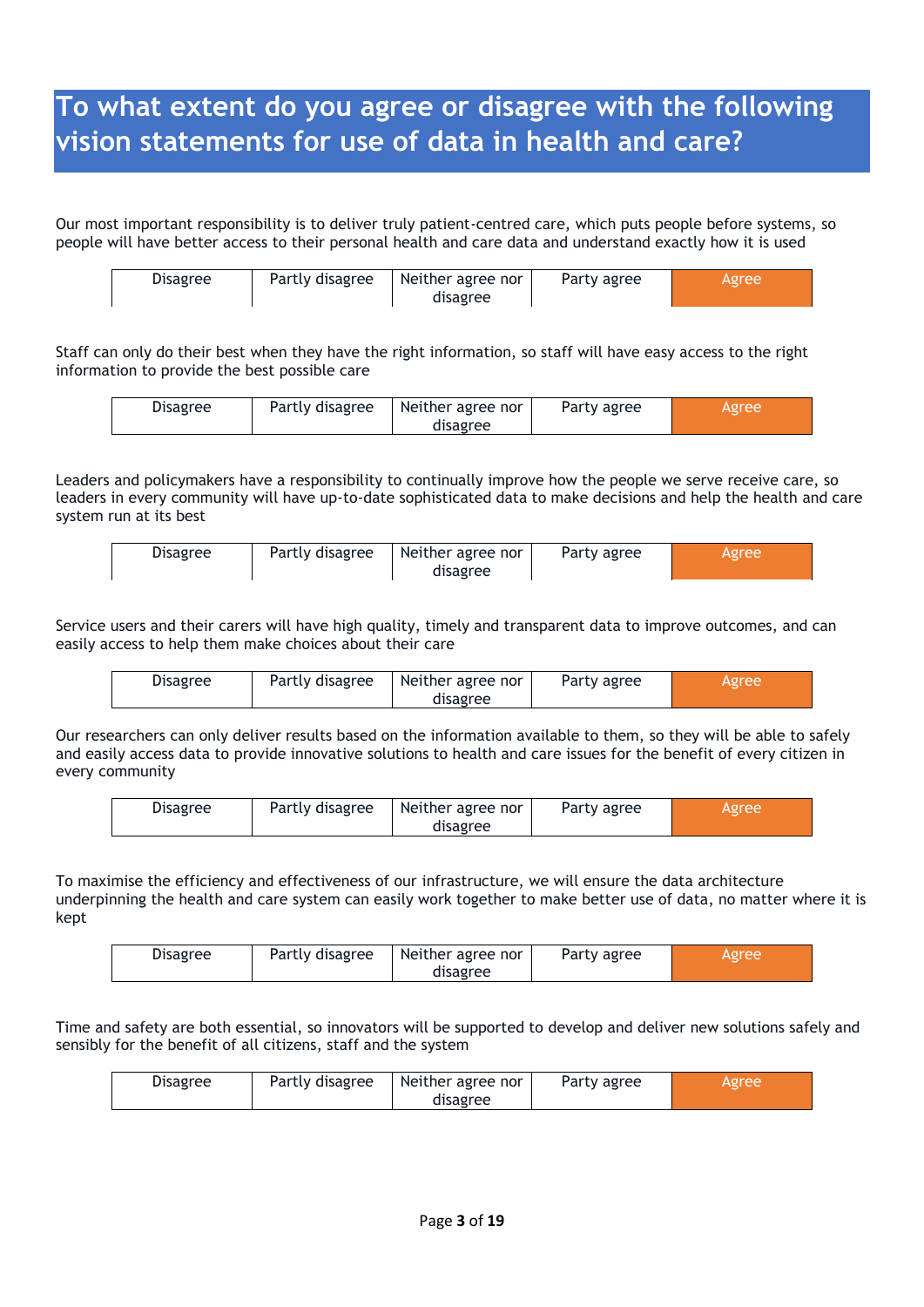# To what extent do you agree or disagree with the following vision statements for use of data in health and care?

Our most important responsibility is to deliver truly patient-centred care, which puts people before systems, so people will have better access to their personal health and care data and understand exactly how it is used

| Disagree | Partly disagree | Neither agree nor disagree | Party agree | Agree |
|---|---|---|---|---|

Staff can only do their best when they have the right information, so staff will have easy access to the right information to provide the best possible care

| Disagree | Partly disagree | Neither agree nor disagree | Party agree | Agree |
|---|---|---|---|---|

Leaders and policymakers have a responsibility to continually improve how the people we serve receive care, so leaders in every community will have up-to-date sophisticated data to make decisions and help the health and care system run at its best

| Disagree | Partly disagree | Neither agree nor disagree | Party agree | Agree |
|---|---|---|---|---|

Service users and their carers will have high quality, timely and transparent data to improve outcomes, and can easily access to help them make choices about their care

| Disagree | Partly disagree | Neither agree nor disagree | Party agree | Agree |
|---|---|---|---|---|

Our researchers can only deliver results based on the information available to them, so they will be able to safely and easily access data to provide innovative solutions to health and care issues for the benefit of every citizen in every community

| Disagree | Partly disagree | Neither agree nor disagree | Party agree | Agree |
|---|---|---|---|---|

To maximise the efficiency and effectiveness of our infrastructure, we will ensure the data architecture underpinning the health and care system can easily work together to make better use of data, no matter where it is kept

| Disagree | Partly disagree | Neither agree nor disagree | Party agree | Agree |
|---|---|---|---|---|

Time and safety are both essential, so innovators will be supported to develop and deliver new solutions safely and sensibly for the benefit of all citizens, staff and the system

| Disagree | Partly disagree | Neither agree nor disagree | Party agree | Agree |
|---|---|---|---|---|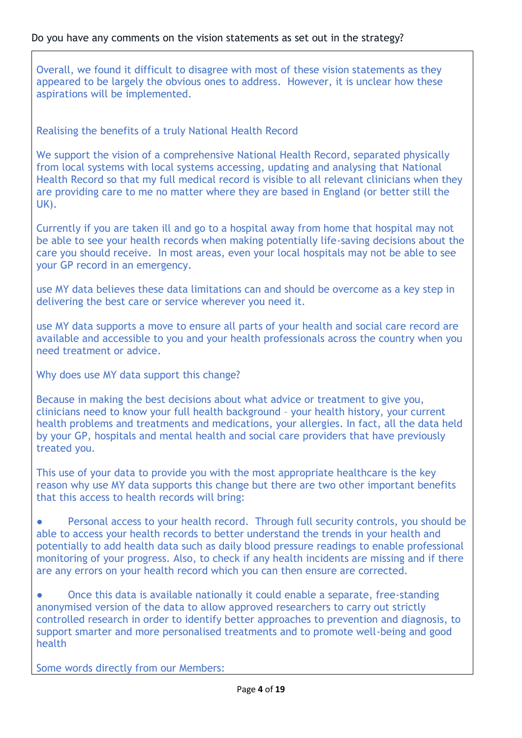Do you have any comments on the vision statements as set out in the strategy?

Overall, we found it difficult to disagree with most of these vision statements as they appeared to be largely the obvious ones to address. However, it is unclear how these aspirations will be implemented.

Realising the benefits of a truly National Health Record

We support the vision of a comprehensive National Health Record, separated physically from local systems with local systems accessing, updating and analysing that National Health Record so that my full medical record is visible to all relevant clinicians when they are providing care to me no matter where they are based in England (or better still the UK).

Currently if you are taken ill and go to a hospital away from home that hospital may not be able to see your health records when making potentially life-saving decisions about the care you should receive. In most areas, even your local hospitals may not be able to see your GP record in an emergency.

use MY data believes these data limitations can and should be overcome as a key step in delivering the best care or service wherever you need it.

use MY data supports a move to ensure all parts of your health and social care record are available and accessible to you and your health professionals across the country when you need treatment or advice.

Why does use MY data support this change?

Because in making the best decisions about what advice or treatment to give you, clinicians need to know your full health background – your health history, your current health problems and treatments and medications, your allergies. In fact, all the data held by your GP, hospitals and mental health and social care providers that have previously treated you.

This use of your data to provide you with the most appropriate healthcare is the key reason why use MY data supports this change but there are two other important benefits that this access to health records will bring:

- Personal access to your health record. Through full security controls, you should be able to access your health records to better understand the trends in your health and potentially to add health data such as daily blood pressure readings to enable professional monitoring of your progress. Also, to check if any health incidents are missing and if there are any errors on your health record which you can then ensure are corrected.
- Once this data is available nationally it could enable a separate, free-standing anonymised version of the data to allow approved researchers to carry out strictly controlled research in order to identify better approaches to prevention and diagnosis, to support smarter and more personalised treatments and to promote well-being and good health

Some words directly from our Members: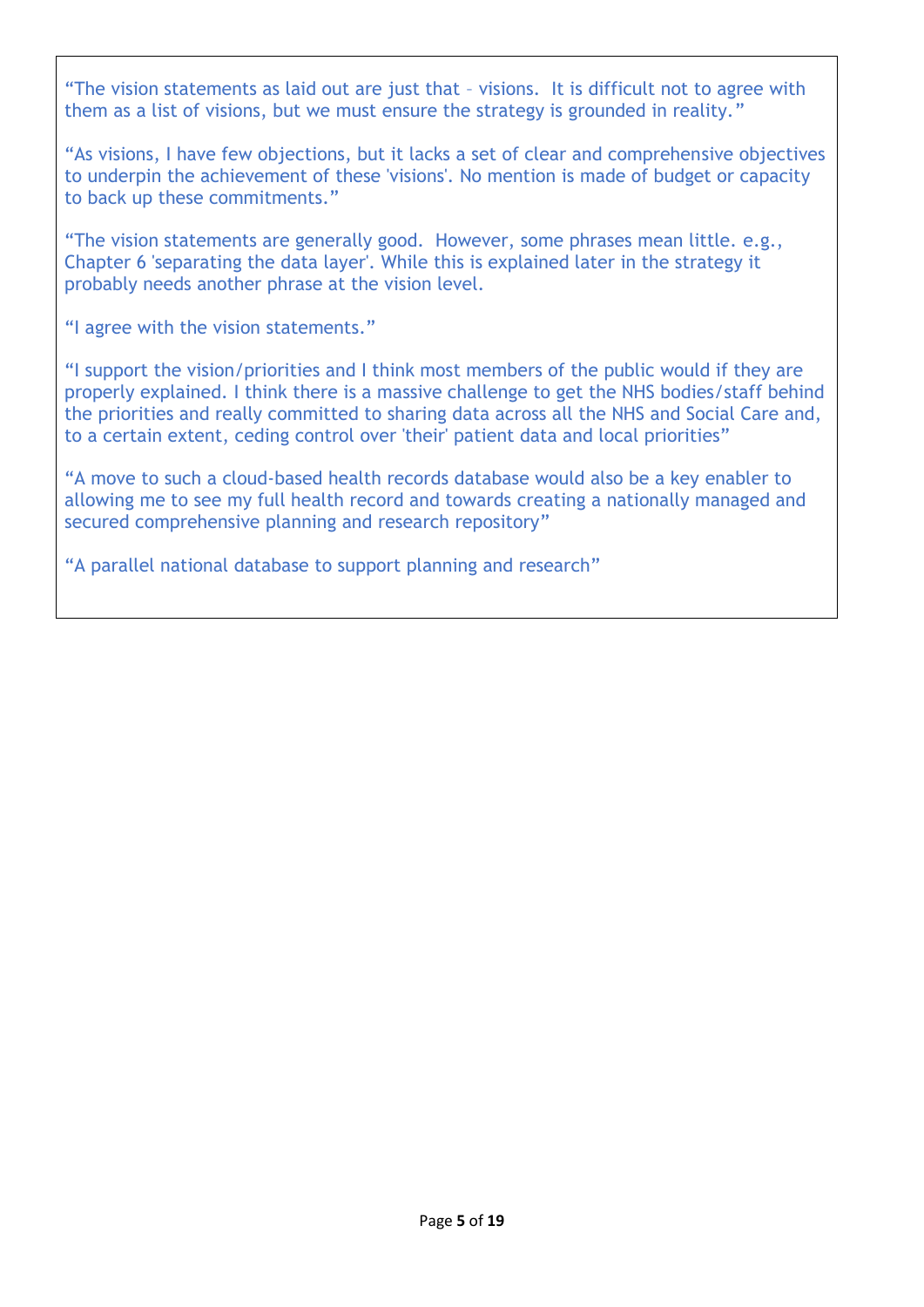"The vision statements as laid out are just that – visions.  It is difficult not to agree with them as a list of visions, but we must ensure the strategy is grounded in reality."

"As visions, I have few objections, but it lacks a set of clear and comprehensive objectives to underpin the achievement of these 'visions'. No mention is made of budget or capacity to back up these commitments."

"The vision statements are generally good.  However, some phrases mean little. e.g., Chapter 6 'separating the data layer'. While this is explained later in the strategy it probably needs another phrase at the vision level.

"I agree with the vision statements."

"I support the vision/priorities and I think most members of the public would if they are properly explained. I think there is a massive challenge to get the NHS bodies/staff behind the priorities and really committed to sharing data across all the NHS and Social Care and, to a certain extent, ceding control over 'their' patient data and local priorities"

"A move to such a cloud-based health records database would also be a key enabler to allowing me to see my full health record and towards creating a nationally managed and secured comprehensive planning and research repository"

"A parallel national database to support planning and research"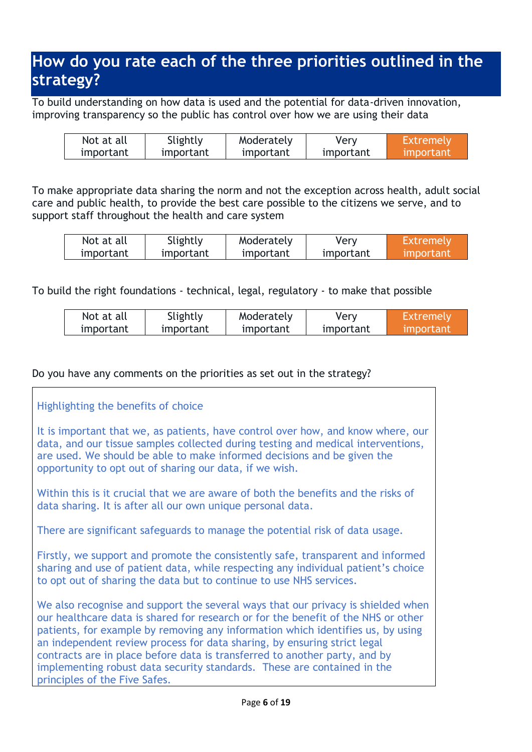# How do you rate each of the three priorities outlined in the strategy?

To build understanding on how data is used and the potential for data-driven innovation, improving transparency so the public has control over how we are using their data

| Not at all important | Slightly important | Moderately important | Very important | Extremely important |
|---|---|---|---|---|

To make appropriate data sharing the norm and not the exception across health, adult social care and public health, to provide the best care possible to the citizens we serve, and to support staff throughout the health and care system

| Not at all important | Slightly important | Moderately important | Very important | Extremely important |
|---|---|---|---|---|

To build the right foundations - technical, legal, regulatory - to make that possible

| Not at all important | Slightly important | Moderately important | Very important | Extremely important |
|---|---|---|---|---|

Do you have any comments on the priorities as set out in the strategy?

Highlighting the benefits of choice

It is important that we, as patients, have control over how, and know where, our data, and our tissue samples collected during testing and medical interventions, are used. We should be able to make informed decisions and be given the opportunity to opt out of sharing our data, if we wish.

Within this is it crucial that we are aware of both the benefits and the risks of data sharing. It is after all our own unique personal data.

There are significant safeguards to manage the potential risk of data usage.

Firstly, we support and promote the consistently safe, transparent and informed sharing and use of patient data, while respecting any individual patient's choice to opt out of sharing the data but to continue to use NHS services.

We also recognise and support the several ways that our privacy is shielded when our healthcare data is shared for research or for the benefit of the NHS or other patients, for example by removing any information which identifies us, by using an independent review process for data sharing, by ensuring strict legal contracts are in place before data is transferred to another party, and by implementing robust data security standards. These are contained in the principles of the Five Safes.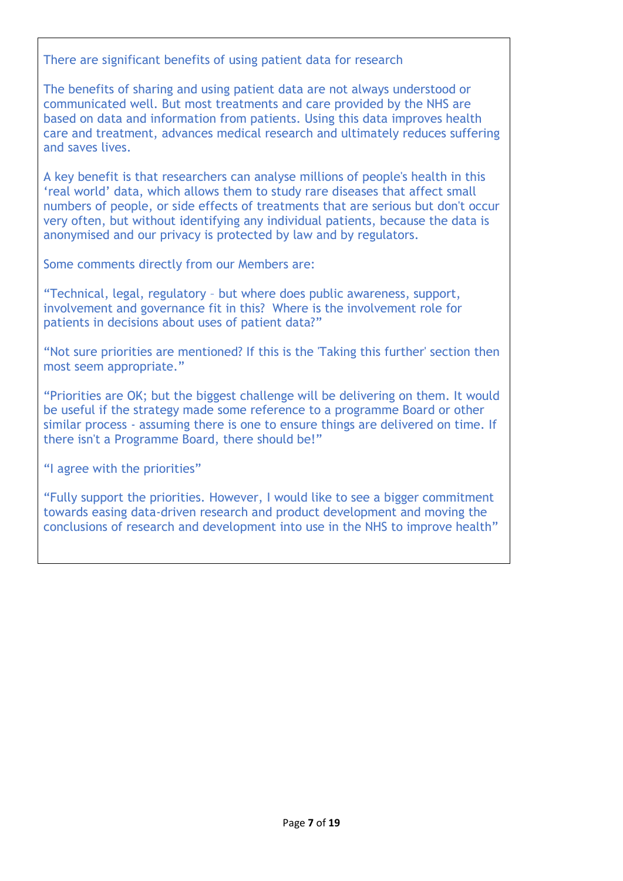There are significant benefits of using patient data for research

The benefits of sharing and using patient data are not always understood or communicated well. But most treatments and care provided by the NHS are based on data and information from patients. Using this data improves health care and treatment, advances medical research and ultimately reduces suffering and saves lives.

A key benefit is that researchers can analyse millions of people's health in this 'real world' data, which allows them to study rare diseases that affect small numbers of people, or side effects of treatments that are serious but don't occur very often, but without identifying any individual patients, because the data is anonymised and our privacy is protected by law and by regulators.

Some comments directly from our Members are:

"Technical, legal, regulatory – but where does public awareness, support, involvement and governance fit in this? Where is the involvement role for patients in decisions about uses of patient data?"

"Not sure priorities are mentioned? If this is the 'Taking this further' section then most seem appropriate."

"Priorities are OK; but the biggest challenge will be delivering on them. It would be useful if the strategy made some reference to a programme Board or other similar process - assuming there is one to ensure things are delivered on time. If there isn't a Programme Board, there should be!"

"I agree with the priorities"

"Fully support the priorities. However, I would like to see a bigger commitment towards easing data-driven research and product development and moving the conclusions of research and development into use in the NHS to improve health"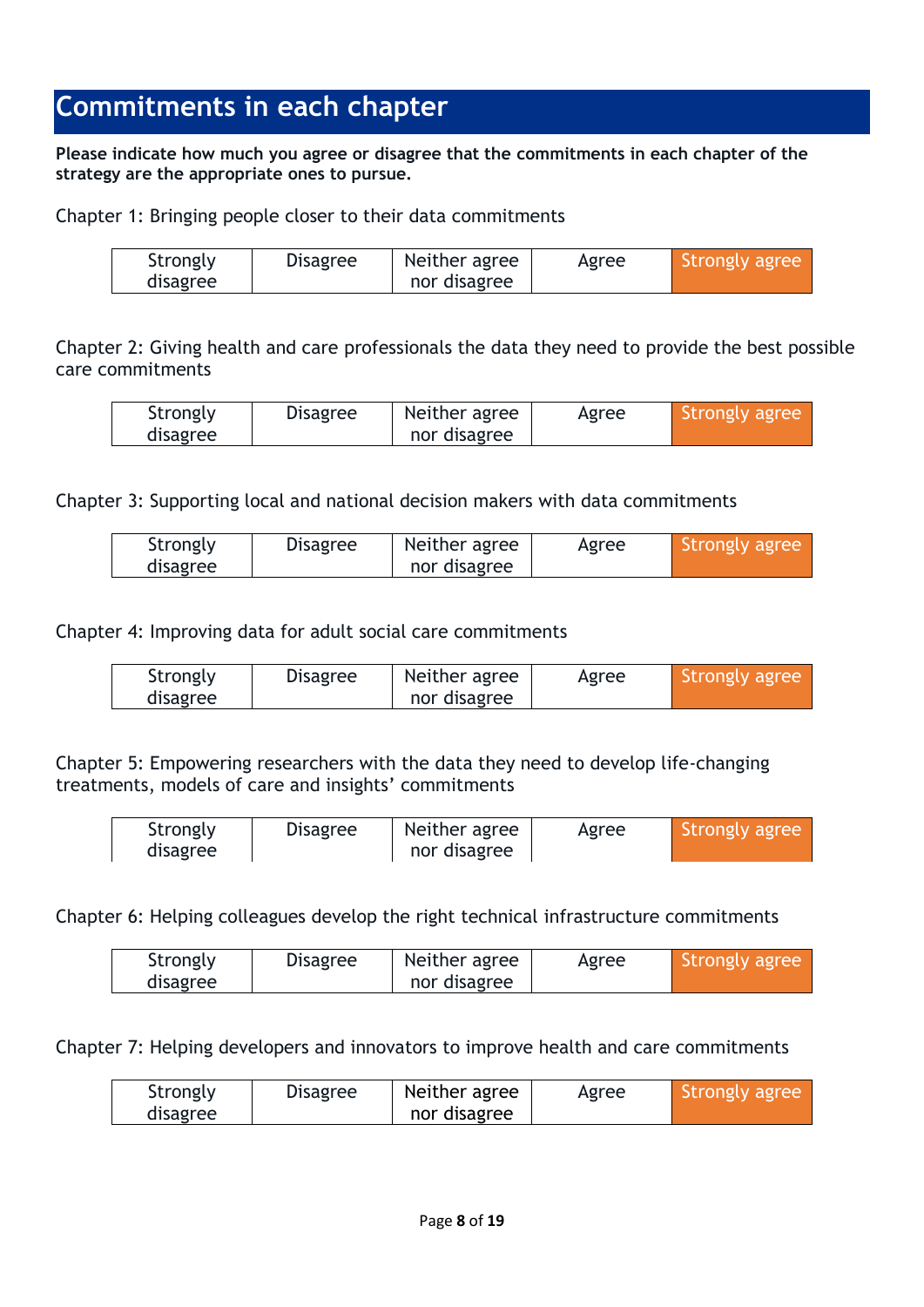## Commitments in each chapter

**Please indicate how much you agree or disagree that the commitments in each chapter of the strategy are the appropriate ones to pursue.**

Chapter 1: Bringing people closer to their data commitments

| Strongly disagree | Disagree | Neither agree nor disagree | Agree | Strongly agree |
|---|---|---|---|---|

Chapter 2: Giving health and care professionals the data they need to provide the best possible care commitments

| Strongly disagree | Disagree | Neither agree nor disagree | Agree | Strongly agree |
|---|---|---|---|---|

Chapter 3: Supporting local and national decision makers with data commitments

| Strongly disagree | Disagree | Neither agree nor disagree | Agree | Strongly agree |
|---|---|---|---|---|

Chapter 4: Improving data for adult social care commitments

| Strongly disagree | Disagree | Neither agree nor disagree | Agree | Strongly agree |
|---|---|---|---|---|

Chapter 5: Empowering researchers with the data they need to develop life-changing treatments, models of care and insights' commitments

| Strongly disagree | Disagree | Neither agree nor disagree | Agree | Strongly agree |
|---|---|---|---|---|

Chapter 6: Helping colleagues develop the right technical infrastructure commitments

| Strongly disagree | Disagree | Neither agree nor disagree | Agree | Strongly agree |
|---|---|---|---|---|

Chapter 7: Helping developers and innovators to improve health and care commitments

| Strongly disagree | Disagree | Neither agree nor disagree | Agree | Strongly agree |
|---|---|---|---|---|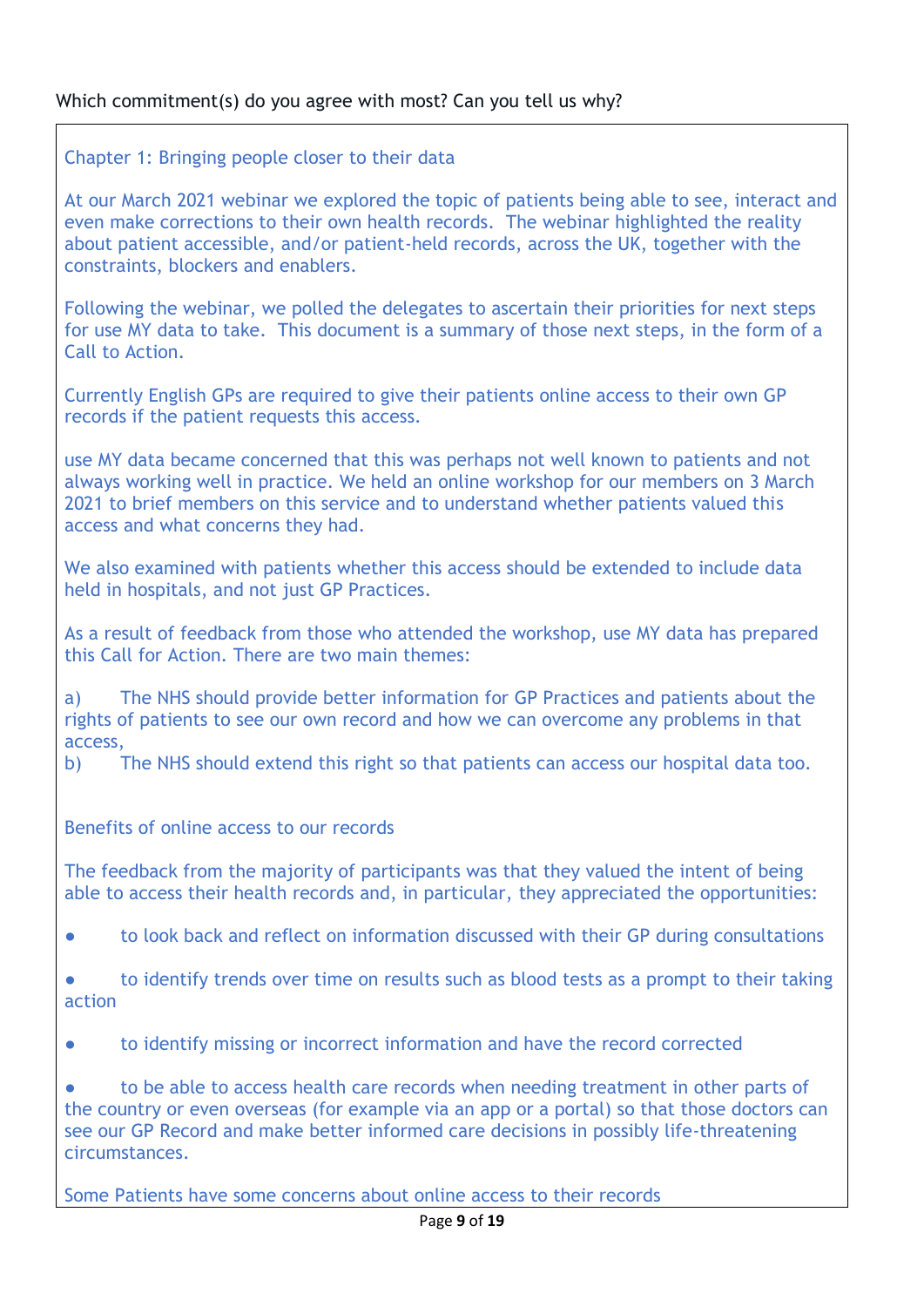Which commitment(s) do you agree with most? Can you tell us why?

Chapter 1: Bringing people closer to their data

At our March 2021 webinar we explored the topic of patients being able to see, interact and even make corrections to their own health records. The webinar highlighted the reality about patient accessible, and/or patient-held records, across the UK, together with the constraints, blockers and enablers.

Following the webinar, we polled the delegates to ascertain their priorities for next steps for use MY data to take. This document is a summary of those next steps, in the form of a Call to Action.

Currently English GPs are required to give their patients online access to their own GP records if the patient requests this access.

use MY data became concerned that this was perhaps not well known to patients and not always working well in practice. We held an online workshop for our members on 3 March 2021 to brief members on this service and to understand whether patients valued this access and what concerns they had.

We also examined with patients whether this access should be extended to include data held in hospitals, and not just GP Practices.

As a result of feedback from those who attended the workshop, use MY data has prepared this Call for Action. There are two main themes:

a) The NHS should provide better information for GP Practices and patients about the rights of patients to see our own record and how we can overcome any problems in that access,
b) The NHS should extend this right so that patients can access our hospital data too.

Benefits of online access to our records

The feedback from the majority of participants was that they valued the intent of being able to access their health records and, in particular, they appreciated the opportunities:

- to look back and reflect on information discussed with their GP during consultations
- to identify trends over time on results such as blood tests as a prompt to their taking action
- to identify missing or incorrect information and have the record corrected
- to be able to access health care records when needing treatment in other parts of the country or even overseas (for example via an app or a portal) so that those doctors can see our GP Record and make better informed care decisions in possibly life-threatening circumstances.

Some Patients have some concerns about online access to their records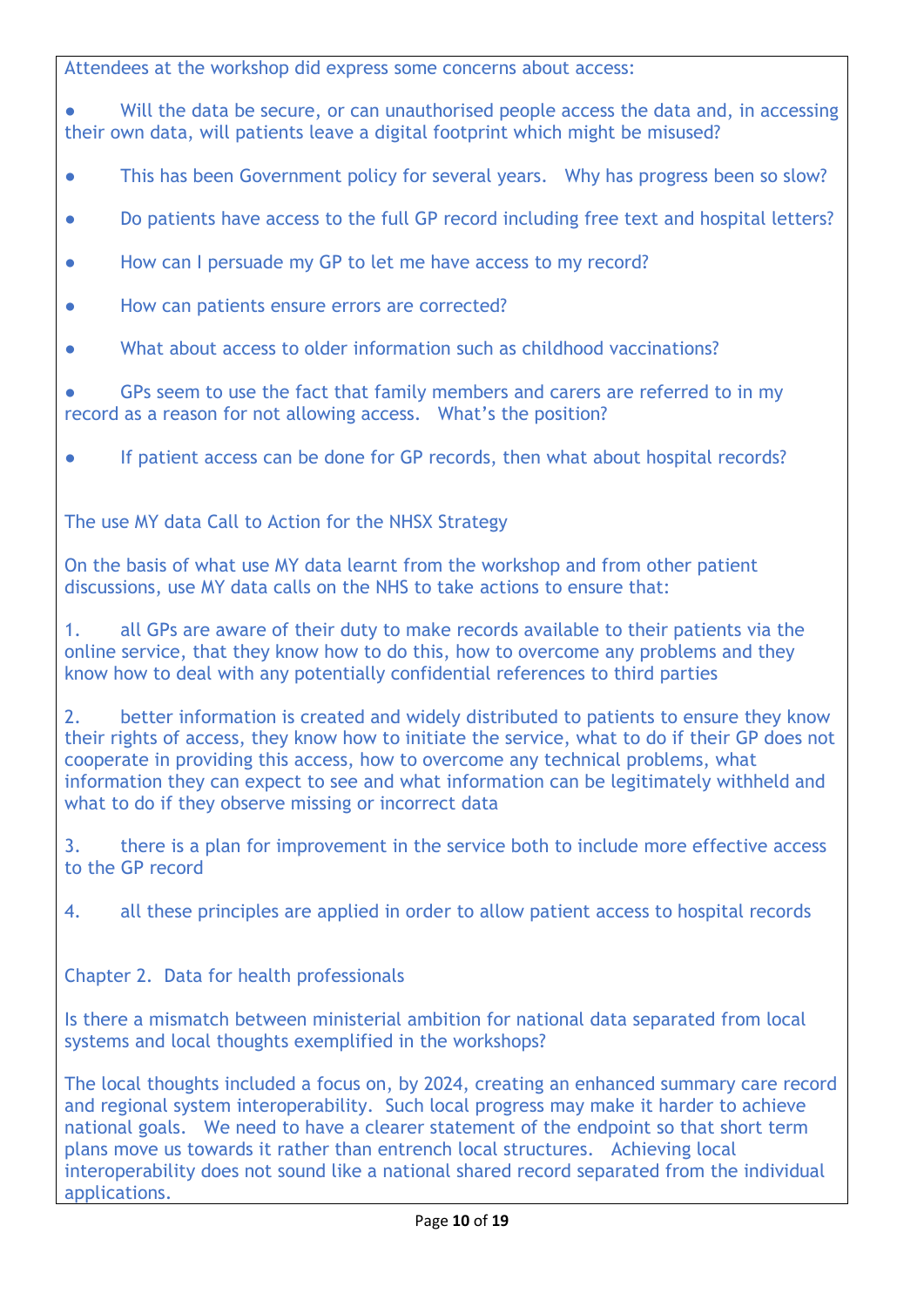Attendees at the workshop did express some concerns about access:

- Will the data be secure, or can unauthorised people access the data and, in accessing their own data, will patients leave a digital footprint which might be misused?
- This has been Government policy for several years. Why has progress been so slow?
- Do patients have access to the full GP record including free text and hospital letters?
- How can I persuade my GP to let me have access to my record?
- How can patients ensure errors are corrected?
- What about access to older information such as childhood vaccinations?
- GPs seem to use the fact that family members and carers are referred to in my record as a reason for not allowing access. What's the position?
- If patient access can be done for GP records, then what about hospital records?

The use MY data Call to Action for the NHSX Strategy

On the basis of what use MY data learnt from the workshop and from other patient discussions, use MY data calls on the NHS to take actions to ensure that:

1. all GPs are aware of their duty to make records available to their patients via the online service, that they know how to do this, how to overcome any problems and they know how to deal with any potentially confidential references to third parties
2. better information is created and widely distributed to patients to ensure they know their rights of access, they know how to initiate the service, what to do if their GP does not cooperate in providing this access, how to overcome any technical problems, what information they can expect to see and what information can be legitimately withheld and what to do if they observe missing or incorrect data
3. there is a plan for improvement in the service both to include more effective access to the GP record
4. all these principles are applied in order to allow patient access to hospital records

## Chapter 2. Data for health professionals

Is there a mismatch between ministerial ambition for national data separated from local systems and local thoughts exemplified in the workshops?

The local thoughts included a focus on, by 2024, creating an enhanced summary care record and regional system interoperability. Such local progress may make it harder to achieve national goals. We need to have a clearer statement of the endpoint so that short term plans move us towards it rather than entrench local structures. Achieving local interoperability does not sound like a national shared record separated from the individual applications.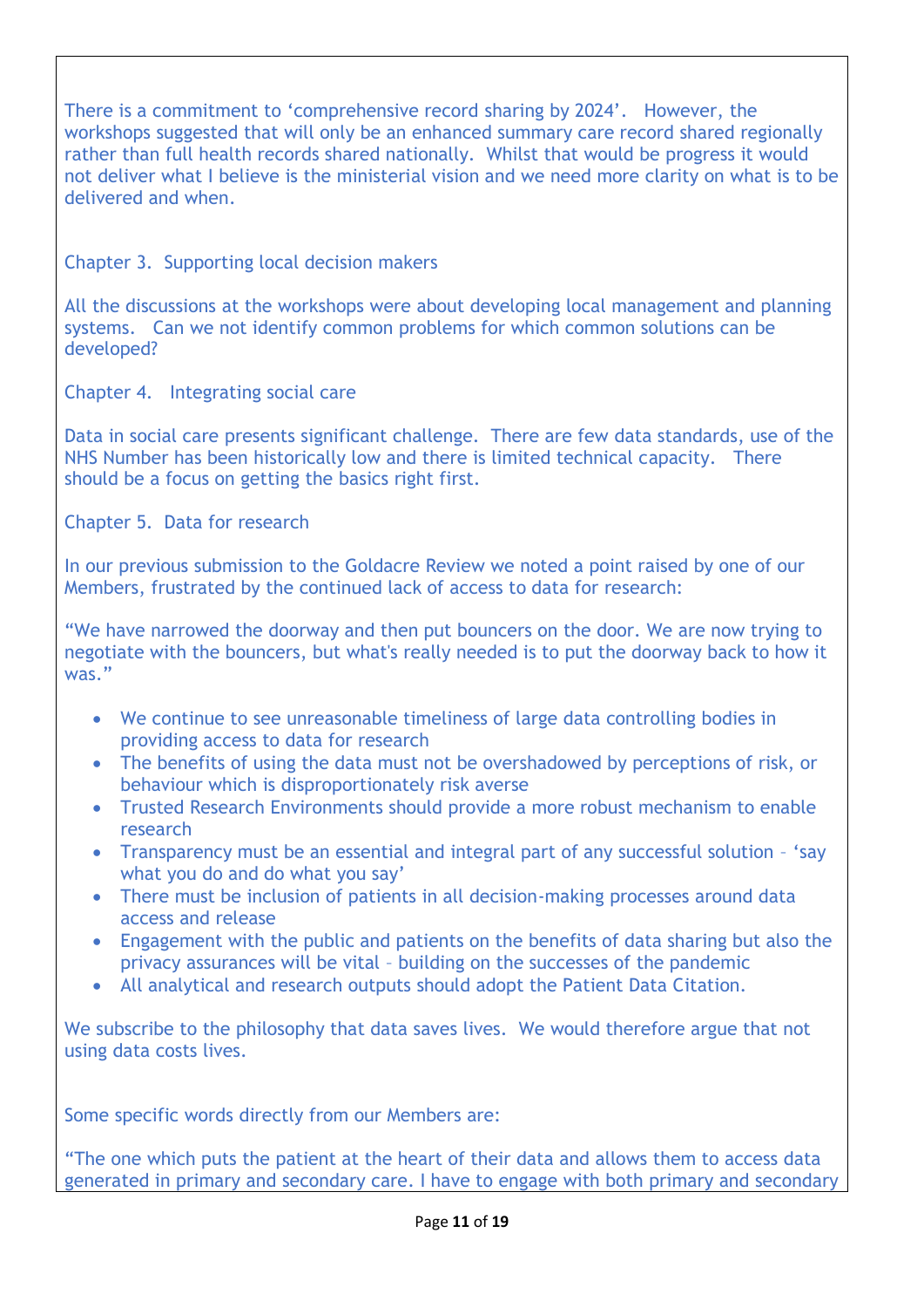There is a commitment to 'comprehensive record sharing by 2024'. However, the workshops suggested that will only be an enhanced summary care record shared regionally rather than full health records shared nationally. Whilst that would be progress it would not deliver what I believe is the ministerial vision and we need more clarity on what is to be delivered and when.

Chapter 3. Supporting local decision makers

All the discussions at the workshops were about developing local management and planning systems. Can we not identify common problems for which common solutions can be developed?

Chapter 4. Integrating social care

Data in social care presents significant challenge. There are few data standards, use of the NHS Number has been historically low and there is limited technical capacity. There should be a focus on getting the basics right first.

Chapter 5. Data for research

In our previous submission to the Goldacre Review we noted a point raised by one of our Members, frustrated by the continued lack of access to data for research:

"We have narrowed the doorway and then put bouncers on the door. We are now trying to negotiate with the bouncers, but what's really needed is to put the doorway back to how it was."

- We continue to see unreasonable timeliness of large data controlling bodies in providing access to data for research
- The benefits of using the data must not be overshadowed by perceptions of risk, or behaviour which is disproportionately risk averse
- Trusted Research Environments should provide a more robust mechanism to enable research
- Transparency must be an essential and integral part of any successful solution – 'say what you do and do what you say'
- There must be inclusion of patients in all decision-making processes around data access and release
- Engagement with the public and patients on the benefits of data sharing but also the privacy assurances will be vital – building on the successes of the pandemic
- All analytical and research outputs should adopt the Patient Data Citation.

We subscribe to the philosophy that data saves lives. We would therefore argue that not using data costs lives.

Some specific words directly from our Members are:

"The one which puts the patient at the heart of their data and allows them to access data generated in primary and secondary care. I have to engage with both primary and secondary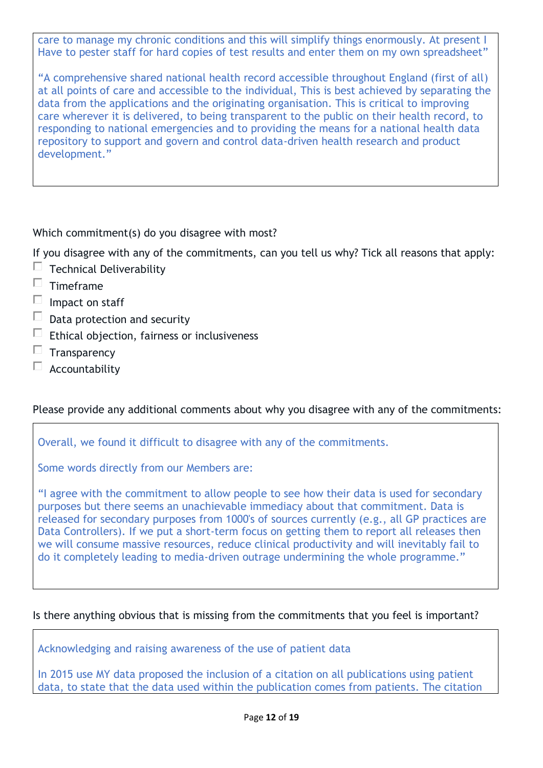care to manage my chronic conditions and this will simplify things enormously. At present I Have to pester staff for hard copies of test results and enter them on my own spreadsheet"

"A comprehensive shared national health record accessible throughout England (first of all) at all points of care and accessible to the individual, This is best achieved by separating the data from the applications and the originating organisation. This is critical to improving care wherever it is delivered, to being transparent to the public on their health record, to responding to national emergencies and to providing the means for a national health data repository to support and govern and control data-driven health research and product development."

Which commitment(s) do you disagree with most?

If you disagree with any of the commitments, can you tell us why? Tick all reasons that apply:

- ☐ Technical Deliverability
- ☐ Timeframe
- ☐ Impact on staff
- ☐ Data protection and security
- ☐ Ethical objection, fairness or inclusiveness
- ☐ Transparency
- ☐ Accountability

Please provide any additional comments about why you disagree with any of the commitments:

Overall, we found it difficult to disagree with any of the commitments.

Some words directly from our Members are:

"I agree with the commitment to allow people to see how their data is used for secondary purposes but there seems an unachievable immediacy about that commitment. Data is released for secondary purposes from 1000's of sources currently (e.g., all GP practices are Data Controllers). If we put a short-term focus on getting them to report all releases then we will consume massive resources, reduce clinical productivity and will inevitably fail to do it completely leading to media-driven outrage undermining the whole programme."

Is there anything obvious that is missing from the commitments that you feel is important?

Acknowledging and raising awareness of the use of patient data

In 2015 use MY data proposed the inclusion of a citation on all publications using patient data, to state that the data used within the publication comes from patients. The citation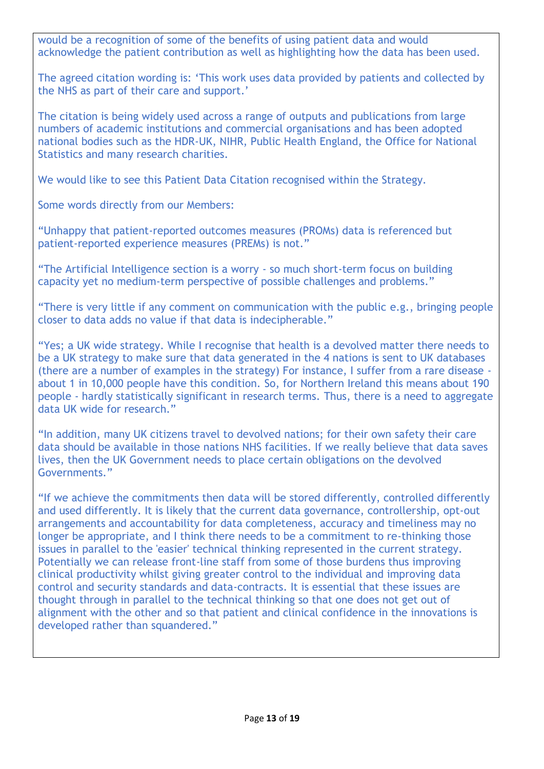would be a recognition of some of the benefits of using patient data and would acknowledge the patient contribution as well as highlighting how the data has been used.

The agreed citation wording is: 'This work uses data provided by patients and collected by the NHS as part of their care and support.'

The citation is being widely used across a range of outputs and publications from large numbers of academic institutions and commercial organisations and has been adopted national bodies such as the HDR-UK, NIHR, Public Health England, the Office for National Statistics and many research charities.

We would like to see this Patient Data Citation recognised within the Strategy.

Some words directly from our Members:

"Unhappy that patient-reported outcomes measures (PROMs) data is referenced but patient-reported experience measures (PREMs) is not."

"The Artificial Intelligence section is a worry - so much short-term focus on building capacity yet no medium-term perspective of possible challenges and problems."

"There is very little if any comment on communication with the public e.g., bringing people closer to data adds no value if that data is indecipherable."

"Yes; a UK wide strategy. While I recognise that health is a devolved matter there needs to be a UK strategy to make sure that data generated in the 4 nations is sent to UK databases (there are a number of examples in the strategy) For instance, I suffer from a rare disease - about 1 in 10,000 people have this condition. So, for Northern Ireland this means about 190 people - hardly statistically significant in research terms. Thus, there is a need to aggregate data UK wide for research."

"In addition, many UK citizens travel to devolved nations; for their own safety their care data should be available in those nations NHS facilities. If we really believe that data saves lives, then the UK Government needs to place certain obligations on the devolved Governments."

"If we achieve the commitments then data will be stored differently, controlled differently and used differently. It is likely that the current data governance, controllership, opt-out arrangements and accountability for data completeness, accuracy and timeliness may no longer be appropriate, and I think there needs to be a commitment to re-thinking those issues in parallel to the 'easier' technical thinking represented in the current strategy. Potentially we can release front-line staff from some of those burdens thus improving clinical productivity whilst giving greater control to the individual and improving data control and security standards and data-contracts. It is essential that these issues are thought through in parallel to the technical thinking so that one does not get out of alignment with the other and so that patient and clinical confidence in the innovations is developed rather than squandered."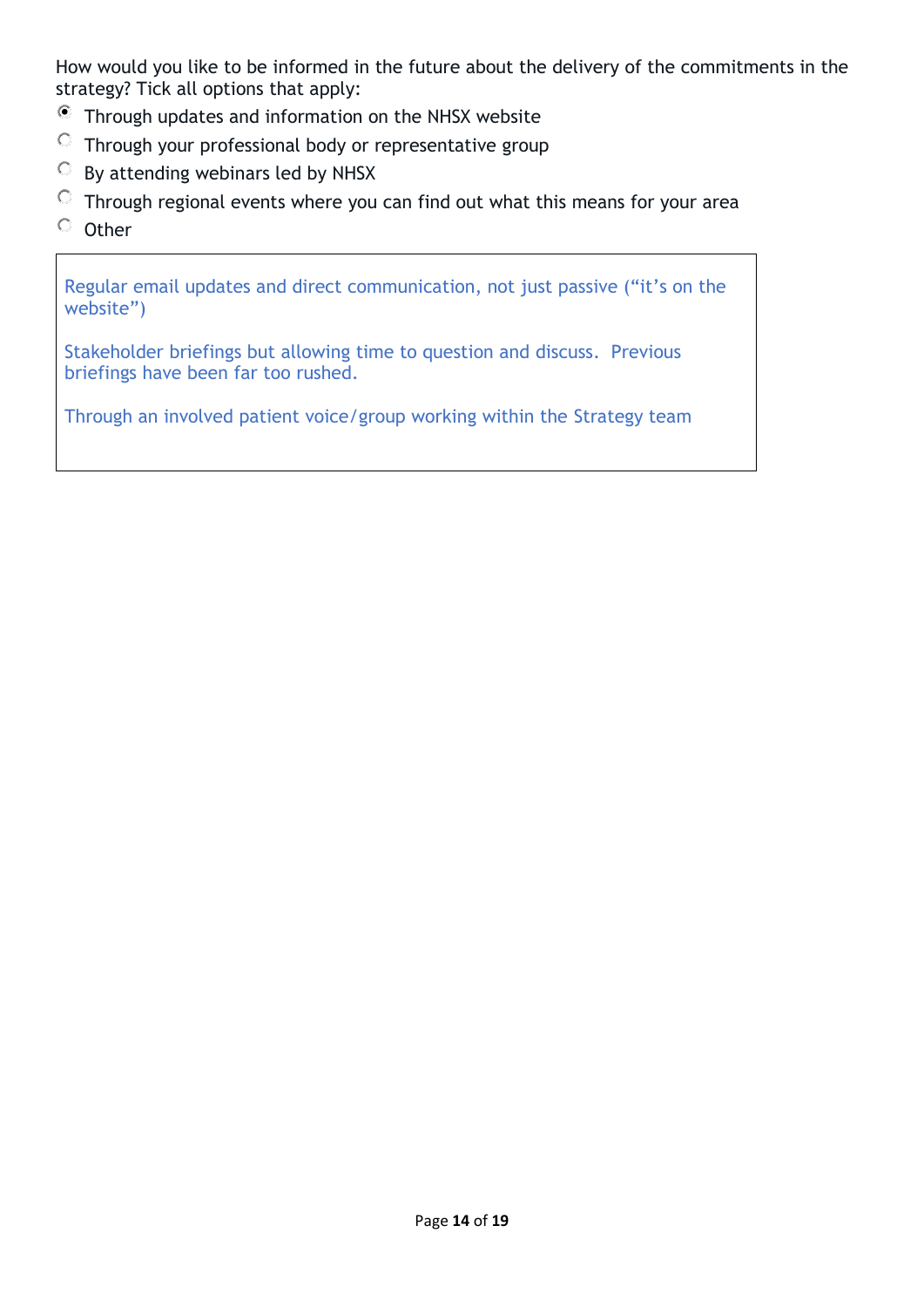How would you like to be informed in the future about the delivery of the commitments in the strategy? Tick all options that apply:

- [x] Through updates and information on the NHSX website
- [ ] Through your professional body or representative group
- [ ] By attending webinars led by NHSX
- [ ] Through regional events where you can find out what this means for your area
- [ ] Other

> Regular email updates and direct communication, not just passive ("it's on the website")
>
> Stakeholder briefings but allowing time to question and discuss. Previous briefings have been far too rushed.
>
> Through an involved patient voice/group working within the Strategy team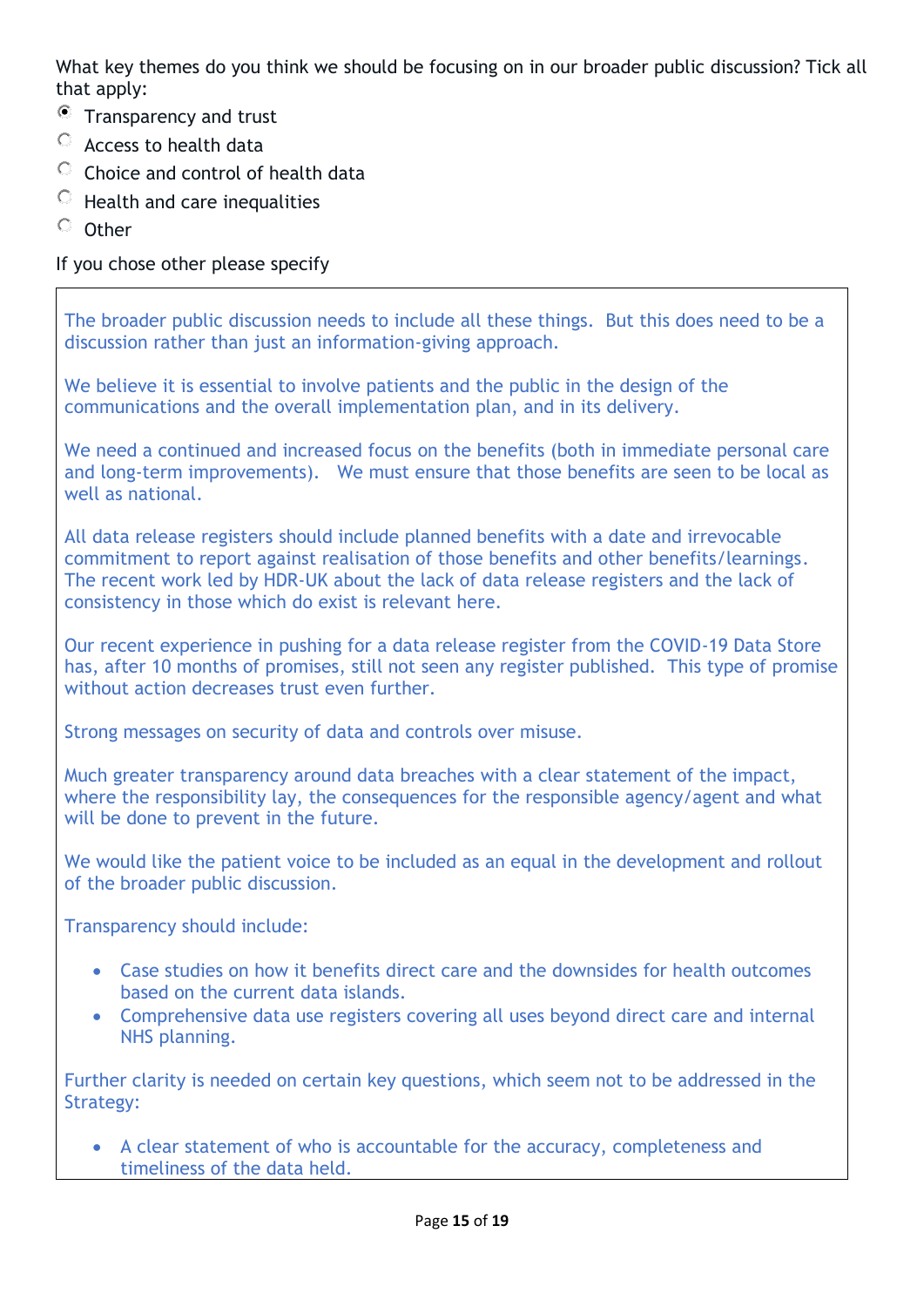What key themes do you think we should be focusing on in our broader public discussion? Tick all that apply:

- [x] Transparency and trust
- [ ] Access to health data
- [ ] Choice and control of health data
- [ ] Health and care inequalities
- [ ] Other

If you chose other please specify

The broader public discussion needs to include all these things. But this does need to be a discussion rather than just an information-giving approach.

We believe it is essential to involve patients and the public in the design of the communications and the overall implementation plan, and in its delivery.

We need a continued and increased focus on the benefits (both in immediate personal care and long-term improvements). We must ensure that those benefits are seen to be local as well as national.

All data release registers should include planned benefits with a date and irrevocable commitment to report against realisation of those benefits and other benefits/learnings. The recent work led by HDR-UK about the lack of data release registers and the lack of consistency in those which do exist is relevant here.

Our recent experience in pushing for a data release register from the COVID-19 Data Store has, after 10 months of promises, still not seen any register published. This type of promise without action decreases trust even further.

Strong messages on security of data and controls over misuse.

Much greater transparency around data breaches with a clear statement of the impact, where the responsibility lay, the consequences for the responsible agency/agent and what will be done to prevent in the future.

We would like the patient voice to be included as an equal in the development and rollout of the broader public discussion.

Transparency should include:

- Case studies on how it benefits direct care and the downsides for health outcomes based on the current data islands.
- Comprehensive data use registers covering all uses beyond direct care and internal NHS planning.

Further clarity is needed on certain key questions, which seem not to be addressed in the Strategy:

- A clear statement of who is accountable for the accuracy, completeness and timeliness of the data held.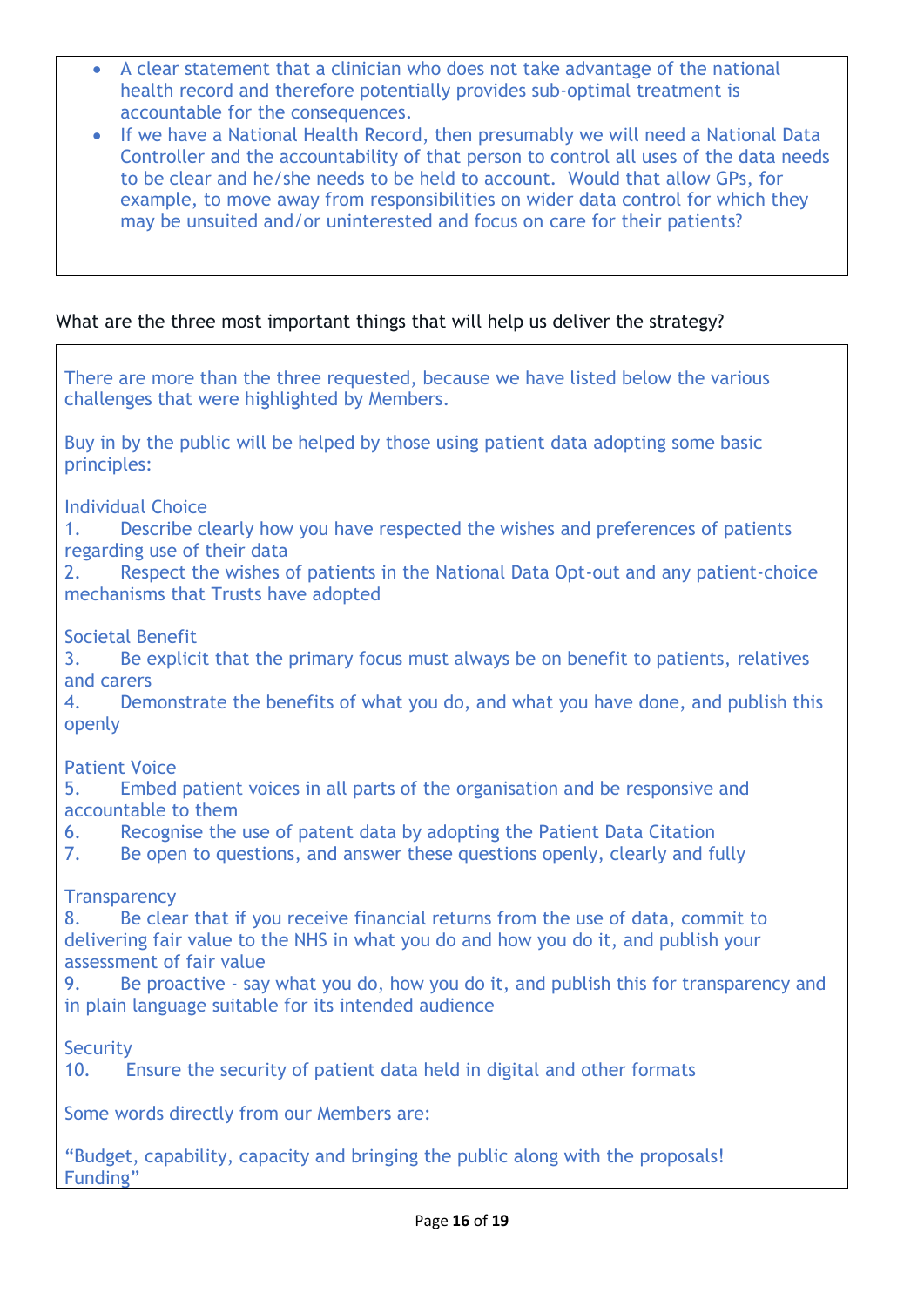- A clear statement that a clinician who does not take advantage of the national health record and therefore potentially provides sub-optimal treatment is accountable for the consequences.
- If we have a National Health Record, then presumably we will need a National Data Controller and the accountability of that person to control all uses of the data needs to be clear and he/she needs to be held to account. Would that allow GPs, for example, to move away from responsibilities on wider data control for which they may be unsuited and/or uninterested and focus on care for their patients?

What are the three most important things that will help us deliver the strategy?

There are more than the three requested, because we have listed below the various challenges that were highlighted by Members.

Buy in by the public will be helped by those using patient data adopting some basic principles:

Individual Choice

1. Describe clearly how you have respected the wishes and preferences of patients regarding use of their data
2. Respect the wishes of patients in the National Data Opt-out and any patient-choice mechanisms that Trusts have adopted

Societal Benefit

3. Be explicit that the primary focus must always be on benefit to patients, relatives and carers
4. Demonstrate the benefits of what you do, and what you have done, and publish this openly

Patient Voice

5. Embed patient voices in all parts of the organisation and be responsive and accountable to them
6. Recognise the use of patent data by adopting the Patient Data Citation
7. Be open to questions, and answer these questions openly, clearly and fully

Transparency

8. Be clear that if you receive financial returns from the use of data, commit to delivering fair value to the NHS in what you do and how you do it, and publish your assessment of fair value
9. Be proactive - say what you do, how you do it, and publish this for transparency and in plain language suitable for its intended audience

Security

10. Ensure the security of patient data held in digital and other formats

Some words directly from our Members are:

"Budget, capability, capacity and bringing the public along with the proposals! Funding"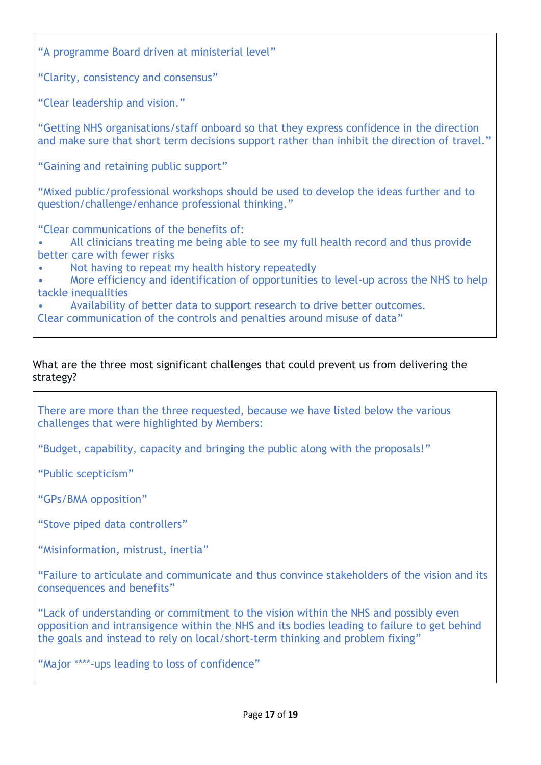"A programme Board driven at ministerial level"

"Clarity, consistency and consensus"

"Clear leadership and vision."

"Getting NHS organisations/staff onboard so that they express confidence in the direction and make sure that short term decisions support rather than inhibit the direction of travel."

"Gaining and retaining public support"

"Mixed public/professional workshops should be used to develop the ideas further and to question/challenge/enhance professional thinking."

"Clear communications of the benefits of:

- All clinicians treating me being able to see my full health record and thus provide better care with fewer risks
- Not having to repeat my health history repeatedly
- More efficiency and identification of opportunities to level-up across the NHS to help tackle inequalities
- Availability of better data to support research to drive better outcomes.

Clear communication of the controls and penalties around misuse of data"

What are the three most significant challenges that could prevent us from delivering the strategy?

There are more than the three requested, because we have listed below the various challenges that were highlighted by Members:

"Budget, capability, capacity and bringing the public along with the proposals!"

"Public scepticism"

"GPs/BMA opposition"

"Stove piped data controllers"

"Misinformation, mistrust, inertia"

"Failure to articulate and communicate and thus convince stakeholders of the vision and its consequences and benefits"

"Lack of understanding or commitment to the vision within the NHS and possibly even opposition and intransigence within the NHS and its bodies leading to failure to get behind the goals and instead to rely on local/short-term thinking and problem fixing"

"Major ****-ups leading to loss of confidence"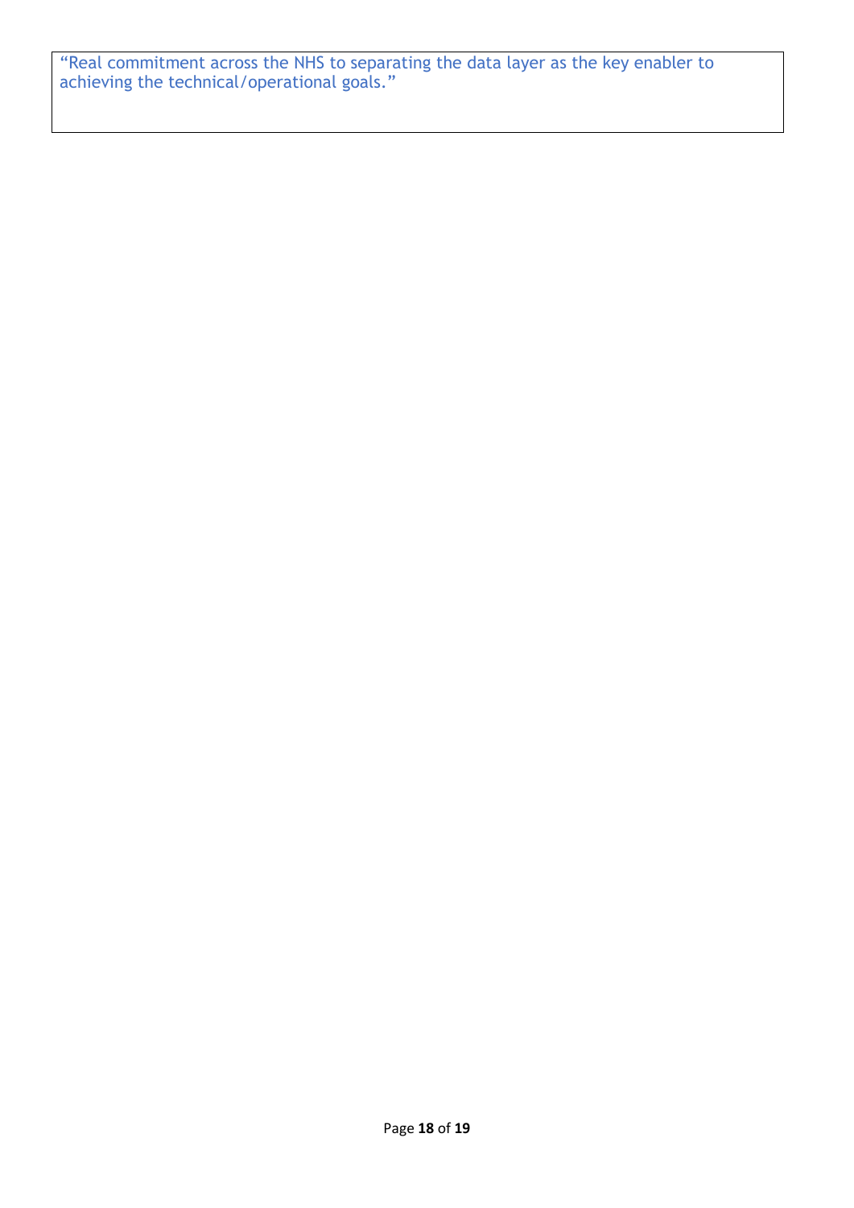"Real commitment across the NHS to separating the data layer as the key enabler to achieving the technical/operational goals."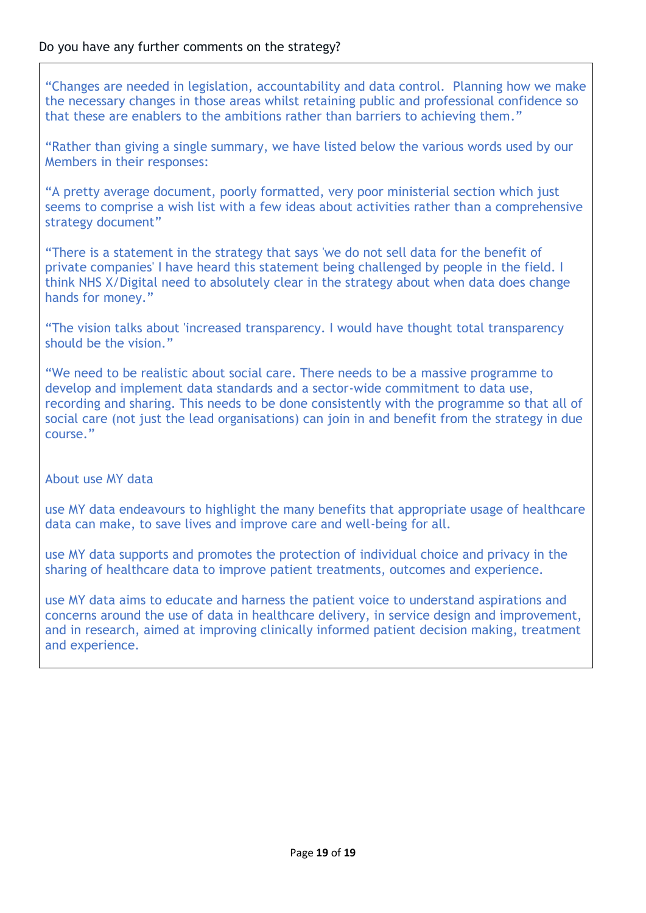Do you have any further comments on the strategy?

"Changes are needed in legislation, accountability and data control. Planning how we make the necessary changes in those areas whilst retaining public and professional confidence so that these are enablers to the ambitions rather than barriers to achieving them."

"Rather than giving a single summary, we have listed below the various words used by our Members in their responses:

"A pretty average document, poorly formatted, very poor ministerial section which just seems to comprise a wish list with a few ideas about activities rather than a comprehensive strategy document"

"There is a statement in the strategy that says 'we do not sell data for the benefit of private companies' I have heard this statement being challenged by people in the field. I think NHS X/Digital need to absolutely clear in the strategy about when data does change hands for money."

"The vision talks about 'increased transparency. I would have thought total transparency should be the vision."

"We need to be realistic about social care. There needs to be a massive programme to develop and implement data standards and a sector-wide commitment to data use, recording and sharing. This needs to be done consistently with the programme so that all of social care (not just the lead organisations) can join in and benefit from the strategy in due course."

About use MY data

use MY data endeavours to highlight the many benefits that appropriate usage of healthcare data can make, to save lives and improve care and well-being for all.

use MY data supports and promotes the protection of individual choice and privacy in the sharing of healthcare data to improve patient treatments, outcomes and experience.

use MY data aims to educate and harness the patient voice to understand aspirations and concerns around the use of data in healthcare delivery, in service design and improvement, and in research, aimed at improving clinically informed patient decision making, treatment and experience.